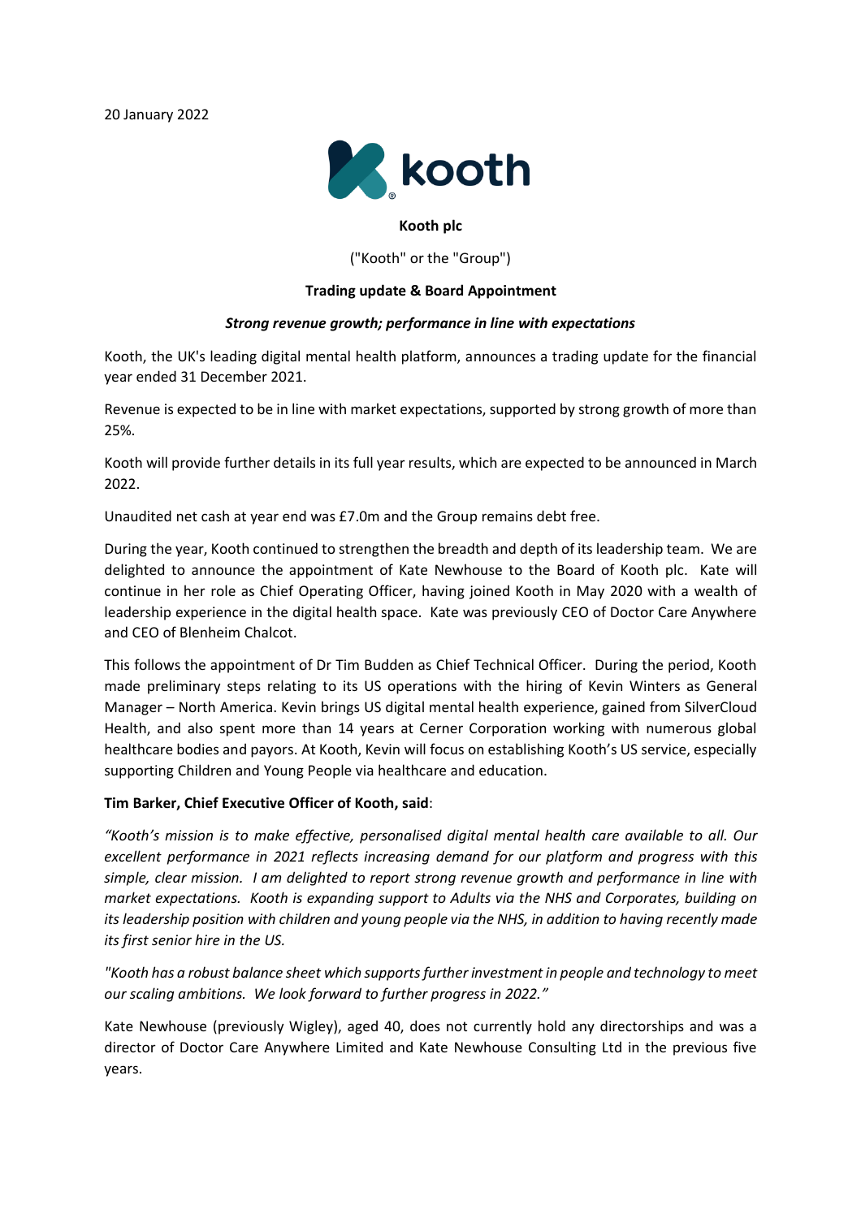20 January 2022

**Kooth plc**

("Kooth" or the "Group")

**Trading update & Board Appointment**

***Strong revenue growth; performance in line with expectations***

Kooth, the UK's leading digital mental health platform, announces a trading update for the financial year ended 31 December 2021.

Revenue is expected to be in line with market expectations, supported by strong growth of more than 25%.

Kooth will provide further details in its full year results, which are expected to be announced in March 2022.

Unaudited net cash at year end was £7.0m and the Group remains debt free.

During the year, Kooth continued to strengthen the breadth and depth of its leadership team. We are delighted to announce the appointment of Kate Newhouse to the Board of Kooth plc. Kate will continue in her role as Chief Operating Officer, having joined Kooth in May 2020 with a wealth of leadership experience in the digital health space. Kate was previously CEO of Doctor Care Anywhere and CEO of Blenheim Chalcot.

This follows the appointment of Dr Tim Budden as Chief Technical Officer. During the period, Kooth made preliminary steps relating to its US operations with the hiring of Kevin Winters as General Manager – North America. Kevin brings US digital mental health experience, gained from SilverCloud Health, and also spent more than 14 years at Cerner Corporation working with numerous global healthcare bodies and payors. At Kooth, Kevin will focus on establishing Kooth's US service, especially supporting Children and Young People via healthcare and education.

**Tim Barker, Chief Executive Officer of Kooth, said**:

*"Kooth's mission is to make effective, personalised digital mental health care available to all. Our excellent performance in 2021 reflects increasing demand for our platform and progress with this simple, clear mission. I am delighted to report strong revenue growth and performance in line with market expectations. Kooth is expanding support to Adults via the NHS and Corporates, building on its leadership position with children and young people via the NHS, in addition to having recently made its first senior hire in the US.*

*"Kooth has a robust balance sheet which supports further investment in people and technology to meet our scaling ambitions. We look forward to further progress in 2022."*

Kate Newhouse (previously Wigley), aged 40, does not currently hold any directorships and was a director of Doctor Care Anywhere Limited and Kate Newhouse Consulting Ltd in the previous five years.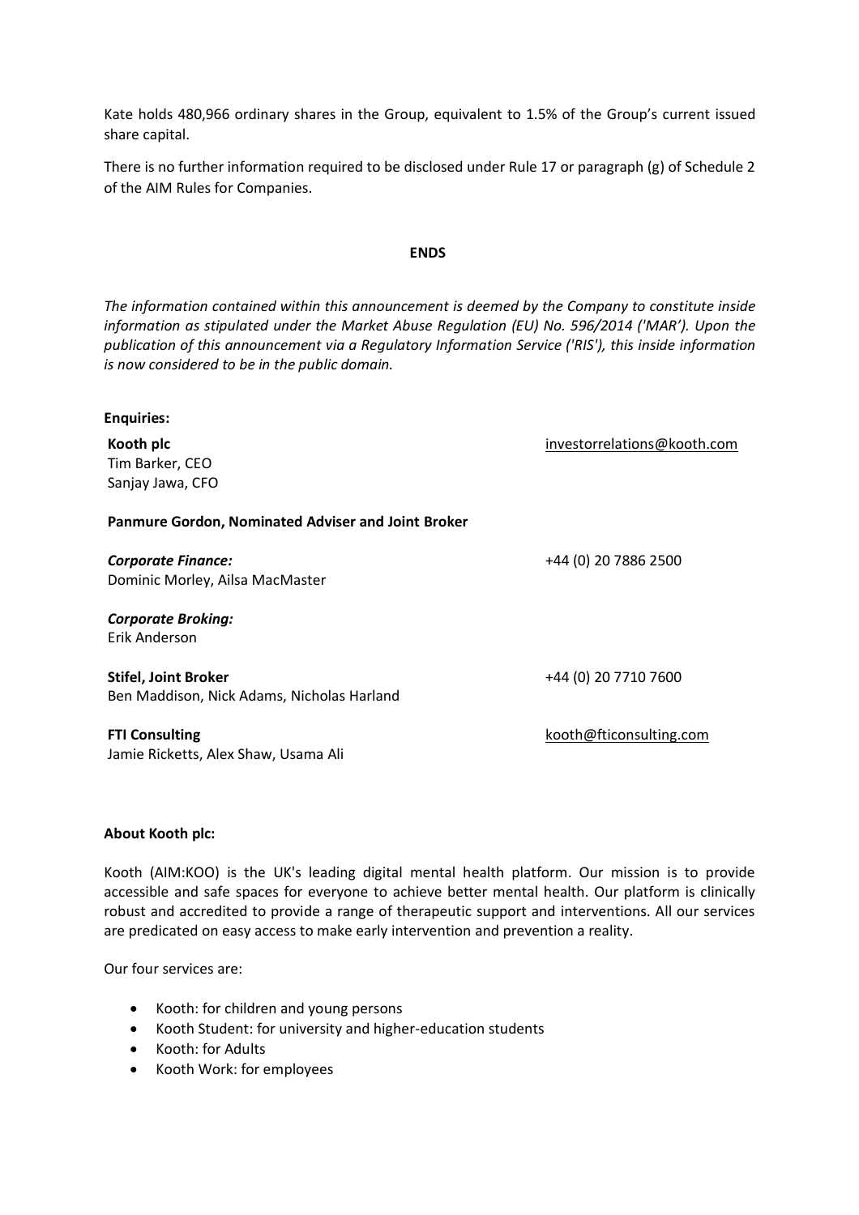Kate holds 480,966 ordinary shares in the Group, equivalent to 1.5% of the Group's current issued share capital.

There is no further information required to be disclosed under Rule 17 or paragraph (g) of Schedule 2 of the AIM Rules for Companies.

**ENDS**

*The information contained within this announcement is deemed by the Company to constitute inside information as stipulated under the Market Abuse Regulation (EU) No. 596/2014 ('MAR'). Upon the publication of this announcement via a Regulatory Information Service ('RIS'), this inside information is now considered to be in the public domain.*

**Enquiries:**

**Kooth plc**
Tim Barker, CEO
Sanjay Jawa, CFO
investorrelations@kooth.com

**Panmure Gordon, Nominated Adviser and Joint Broker**

***Corporate Finance:***
Dominic Morley, Ailsa MacMaster
+44 (0) 20 7886 2500

***Corporate Broking:***
Erik Anderson

**Stifel, Joint Broker**
Ben Maddison, Nick Adams, Nicholas Harland
+44 (0) 20 7710 7600

**FTI Consulting**
Jamie Ricketts, Alex Shaw, Usama Ali
kooth@fticonsulting.com

**About Kooth plc:**

Kooth (AIM:KOO) is the UK's leading digital mental health platform. Our mission is to provide accessible and safe spaces for everyone to achieve better mental health. Our platform is clinically robust and accredited to provide a range of therapeutic support and interventions. All our services are predicated on easy access to make early intervention and prevention a reality.

Our four services are:

- Kooth: for children and young persons
- Kooth Student: for university and higher-education students
- Kooth: for Adults
- Kooth Work: for employees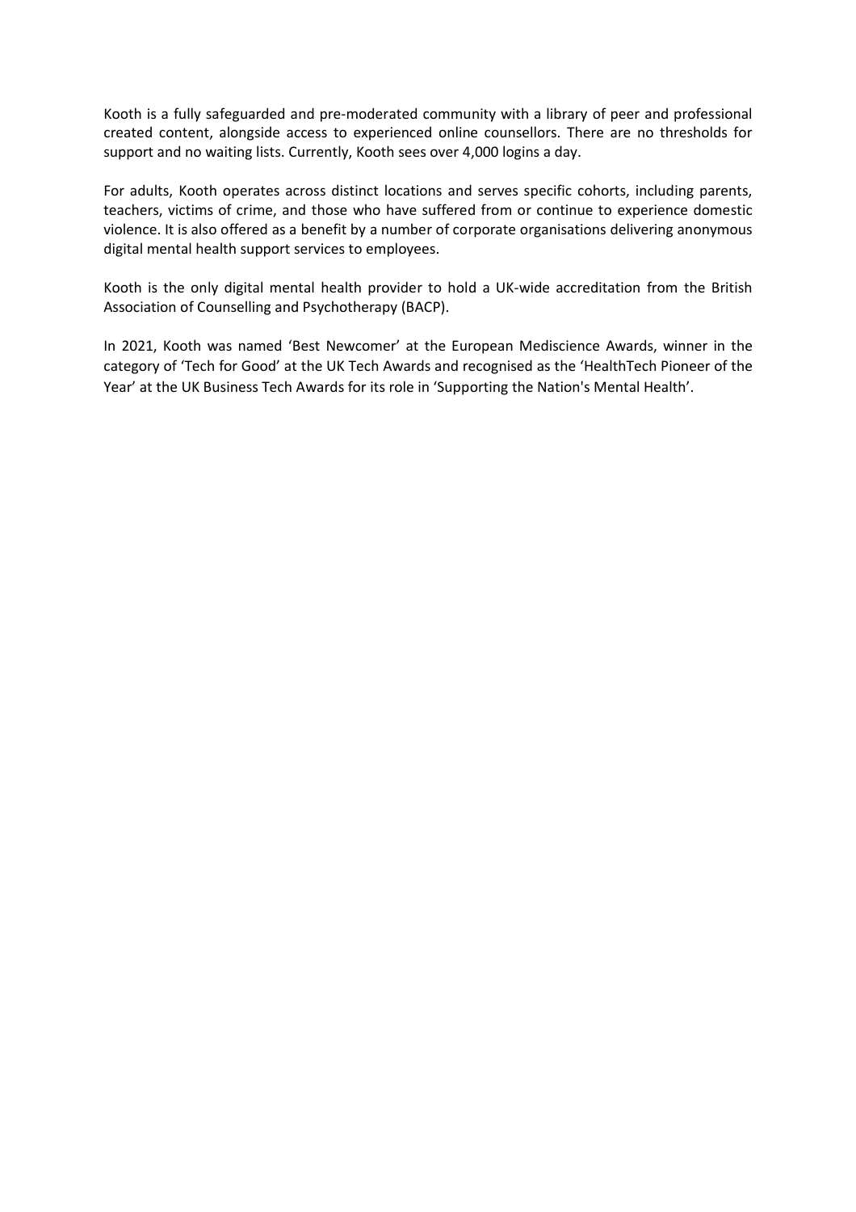Kooth is a fully safeguarded and pre-moderated community with a library of peer and professional created content, alongside access to experienced online counsellors. There are no thresholds for support and no waiting lists. Currently, Kooth sees over 4,000 logins a day.

For adults, Kooth operates across distinct locations and serves specific cohorts, including parents, teachers, victims of crime, and those who have suffered from or continue to experience domestic violence. It is also offered as a benefit by a number of corporate organisations delivering anonymous digital mental health support services to employees.

Kooth is the only digital mental health provider to hold a UK-wide accreditation from the British Association of Counselling and Psychotherapy (BACP).

In 2021, Kooth was named 'Best Newcomer' at the European Mediscience Awards, winner in the category of 'Tech for Good' at the UK Tech Awards and recognised as the 'HealthTech Pioneer of the Year' at the UK Business Tech Awards for its role in 'Supporting the Nation's Mental Health'.